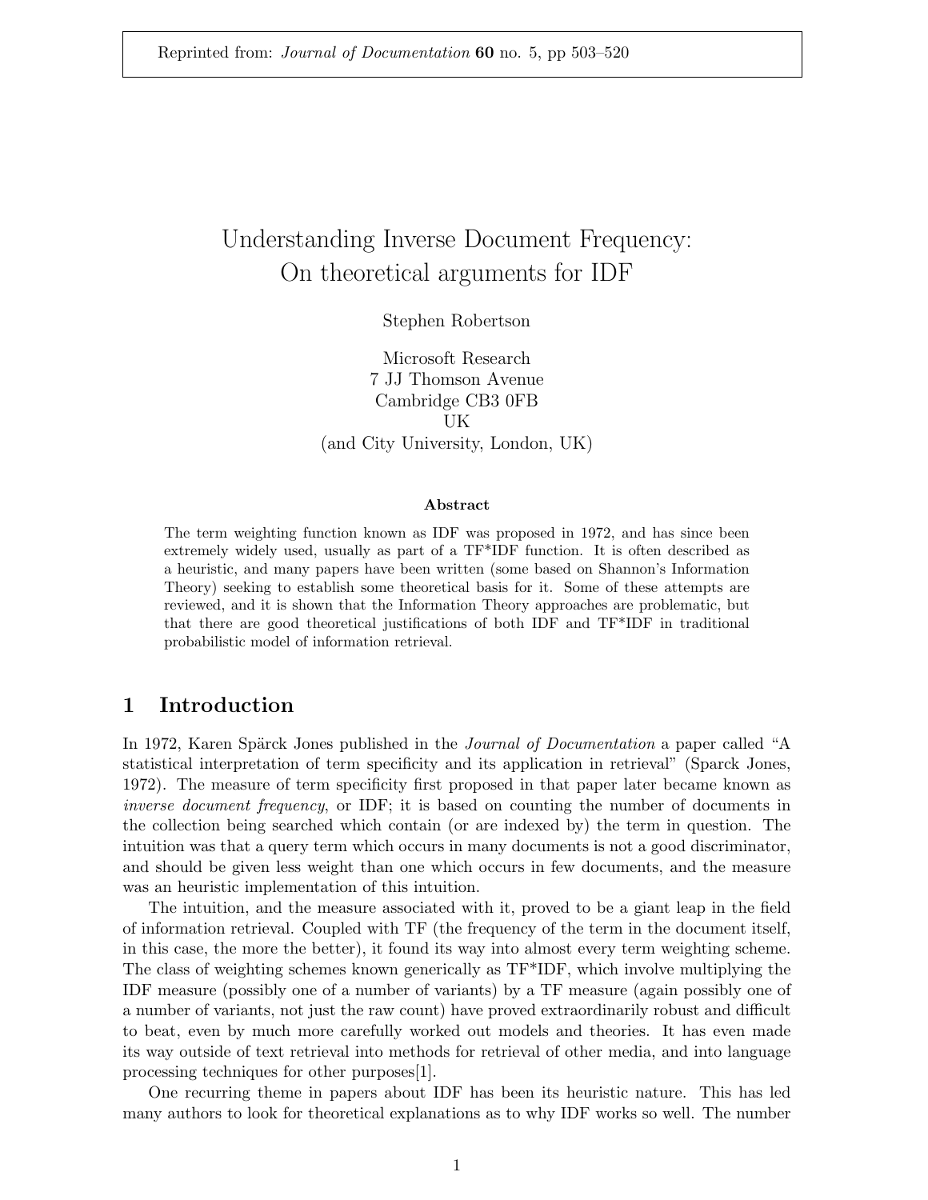Reprinted from: *Journal of Documentation* **60** no. 5, pp 503–520

# Understanding Inverse Document Frequency: On theoretical arguments for IDF

Stephen Robertson

Microsoft Research
7 JJ Thomson Avenue
Cambridge CB3 0FB
UK
(and City University, London, UK)

**Abstract**

The term weighting function known as IDF was proposed in 1972, and has since been extremely widely used, usually as part of a TF*IDF function. It is often described as a heuristic, and many papers have been written (some based on Shannon's Information Theory) seeking to establish some theoretical basis for it. Some of these attempts are reviewed, and it is shown that the Information Theory approaches are problematic, but that there are good theoretical justifications of both IDF and TF*IDF in traditional probabilistic model of information retrieval.

## 1 Introduction

In 1972, Karen Spärck Jones published in the *Journal of Documentation* a paper called "A statistical interpretation of term specificity and its application in retrieval" (Sparck Jones, 1972). The measure of term specificity first proposed in that paper later became known as *inverse document frequency*, or IDF; it is based on counting the number of documents in the collection being searched which contain (or are indexed by) the term in question. The intuition was that a query term which occurs in many documents is not a good discriminator, and should be given less weight than one which occurs in few documents, and the measure was an heuristic implementation of this intuition.

The intuition, and the measure associated with it, proved to be a giant leap in the field of information retrieval. Coupled with TF (the frequency of the term in the document itself, in this case, the more the better), it found its way into almost every term weighting scheme. The class of weighting schemes known generically as TF*IDF, which involve multiplying the IDF measure (possibly one of a number of variants) by a TF measure (again possibly one of a number of variants, not just the raw count) have proved extraordinarily robust and difficult to beat, even by much more carefully worked out models and theories. It has even made its way outside of text retrieval into methods for retrieval of other media, and into language processing techniques for other purposes[1].

One recurring theme in papers about IDF has been its heuristic nature. This has led many authors to look for theoretical explanations as to why IDF works so well. The number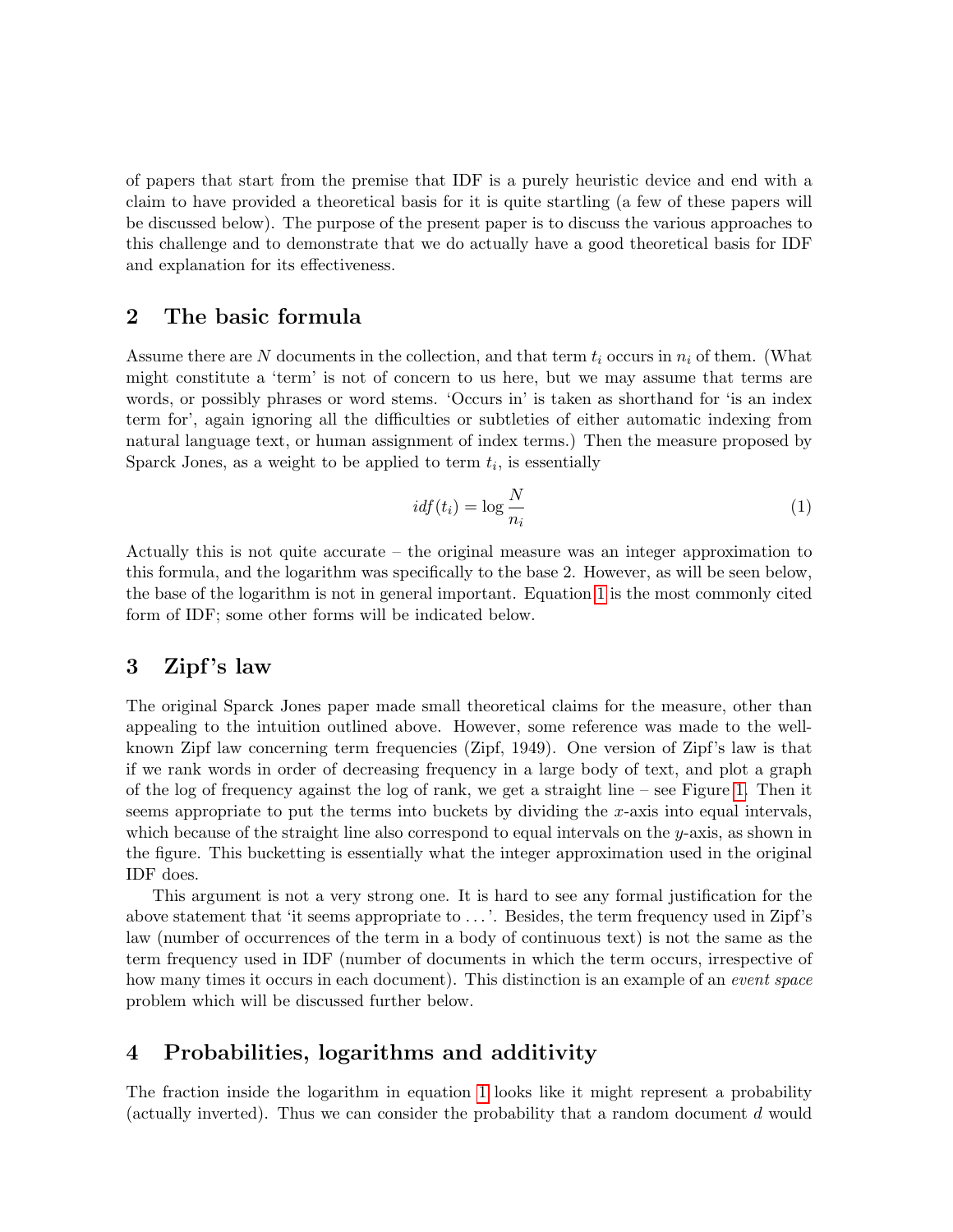of papers that start from the premise that IDF is a purely heuristic device and end with a claim to have provided a theoretical basis for it is quite startling (a few of these papers will be discussed below). The purpose of the present paper is to discuss the various approaches to this challenge and to demonstrate that we do actually have a good theoretical basis for IDF and explanation for its effectiveness.

## 2 The basic formula

Assume there are $N$ documents in the collection, and that term $t_i$ occurs in $n_i$ of them. (What might constitute a 'term' is not of concern to us here, but we may assume that terms are words, or possibly phrases or word stems. 'Occurs in' is taken as shorthand for 'is an index term for', again ignoring all the difficulties or subtleties of either automatic indexing from natural language text, or human assignment of index terms.) Then the measure proposed by Sparck Jones, as a weight to be applied to term $t_i$, is essentially

$$idf(t_i) = \log \frac{N}{n_i} \tag{1}$$

Actually this is not quite accurate – the original measure was an integer approximation to this formula, and the logarithm was specifically to the base 2. However, as will be seen below, the base of the logarithm is not in general important. Equation 1 is the most commonly cited form of IDF; some other forms will be indicated below.

## 3 Zipf's law

The original Sparck Jones paper made small theoretical claims for the measure, other than appealing to the intuition outlined above. However, some reference was made to the well-known Zipf law concerning term frequencies (Zipf, 1949). One version of Zipf's law is that if we rank words in order of decreasing frequency in a large body of text, and plot a graph of the log of frequency against the log of rank, we get a straight line – see Figure 1. Then it seems appropriate to put the terms into buckets by dividing the $x$-axis into equal intervals, which because of the straight line also correspond to equal intervals on the $y$-axis, as shown in the figure. This bucketting is essentially what the integer approximation used in the original IDF does.

This argument is not a very strong one. It is hard to see any formal justification for the above statement that 'it seems appropriate to ...'. Besides, the term frequency used in Zipf's law (number of occurrences of the term in a body of continuous text) is not the same as the term frequency used in IDF (number of documents in which the term occurs, irrespective of how many times it occurs in each document). This distinction is an example of an *event space* problem which will be discussed further below.

## 4 Probabilities, logarithms and additivity

The fraction inside the logarithm in equation 1 looks like it might represent a probability (actually inverted). Thus we can consider the probability that a random document $d$ would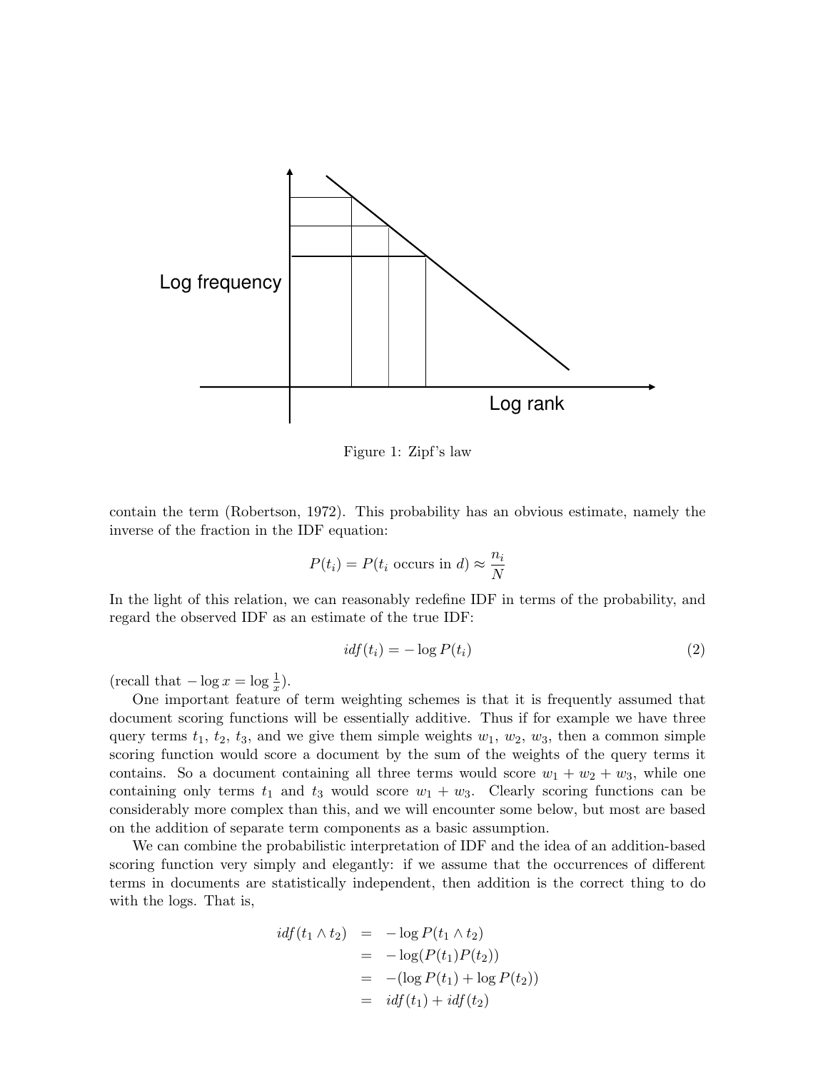Figure 1: Zipf's law

contain the term (Robertson, 1972). This probability has an obvious estimate, namely the inverse of the fraction in the IDF equation:

$$P(t_i) = P(t_i \text{ occurs in } d) \approx \frac{n_i}{N}$$

In the light of this relation, we can reasonably redefine IDF in terms of the probability, and regard the observed IDF as an estimate of the true IDF:

$$idf(t_i) = -\log P(t_i) \tag{2}$$

(recall that $-\log x = \log \frac{1}{x}$).

One important feature of term weighting schemes is that it is frequently assumed that document scoring functions will be essentially additive. Thus if for example we have three query terms $t_1$, $t_2$, $t_3$, and we give them simple weights $w_1$, $w_2$, $w_3$, then a common simple scoring function would score a document by the sum of the weights of the query terms it contains. So a document containing all three terms would score $w_1 + w_2 + w_3$, while one containing only terms $t_1$ and $t_3$ would score $w_1 + w_3$. Clearly scoring functions can be considerably more complex than this, and we will encounter some below, but most are based on the addition of separate term components as a basic assumption.

We can combine the probabilistic interpretation of IDF and the idea of an addition-based scoring function very simply and elegantly: if we assume that the occurrences of different terms in documents are statistically independent, then addition is the correct thing to do with the logs. That is,

$$\begin{aligned}
idf(t_1 \wedge t_2) &= -\log P(t_1 \wedge t_2) \\
&= -\log(P(t_1)P(t_2)) \\
&= -(\log P(t_1) + \log P(t_2)) \\
&= idf(t_1) + idf(t_2)
\end{aligned}$$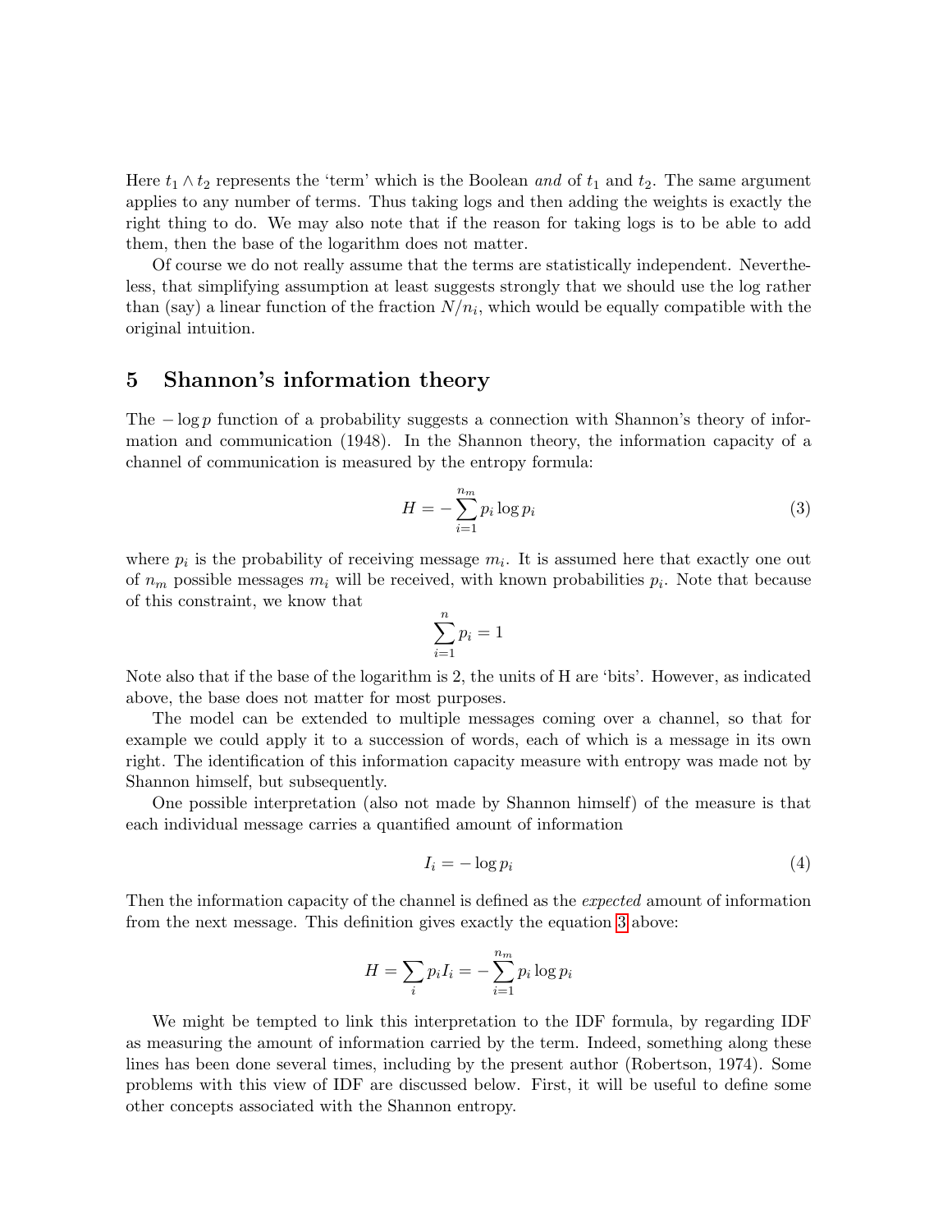Here $t_1 \wedge t_2$ represents the 'term' which is the Boolean *and* of $t_1$ and $t_2$. The same argument applies to any number of terms. Thus taking logs and then adding the weights is exactly the right thing to do. We may also note that if the reason for taking logs is to be able to add them, then the base of the logarithm does not matter.

Of course we do not really assume that the terms are statistically independent. Nevertheless, that simplifying assumption at least suggests strongly that we should use the log rather than (say) a linear function of the fraction $N/n_i$, which would be equally compatible with the original intuition.

## 5 Shannon's information theory

The $-\log p$ function of a probability suggests a connection with Shannon's theory of information and communication (1948). In the Shannon theory, the information capacity of a channel of communication is measured by the entropy formula:

$$H = -\sum_{i=1}^{n_m} p_i \log p_i \tag{3}$$

where $p_i$ is the probability of receiving message $m_i$. It is assumed here that exactly one out of $n_m$ possible messages $m_i$ will be received, with known probabilities $p_i$. Note that because of this constraint, we know that

$$\sum_{i=1}^{n} p_i = 1$$

Note also that if the base of the logarithm is 2, the units of H are 'bits'. However, as indicated above, the base does not matter for most purposes.

The model can be extended to multiple messages coming over a channel, so that for example we could apply it to a succession of words, each of which is a message in its own right. The identification of this information capacity measure with entropy was made not by Shannon himself, but subsequently.

One possible interpretation (also not made by Shannon himself) of the measure is that each individual message carries a quantified amount of information

$$I_i = -\log p_i \tag{4}$$

Then the information capacity of the channel is defined as the *expected* amount of information from the next message. This definition gives exactly the equation 3 above:

$$H = \sum_i p_i I_i = -\sum_{i=1}^{n_m} p_i \log p_i$$

We might be tempted to link this interpretation to the IDF formula, by regarding IDF as measuring the amount of information carried by the term. Indeed, something along these lines has been done several times, including by the present author (Robertson, 1974). Some problems with this view of IDF are discussed below. First, it will be useful to define some other concepts associated with the Shannon entropy.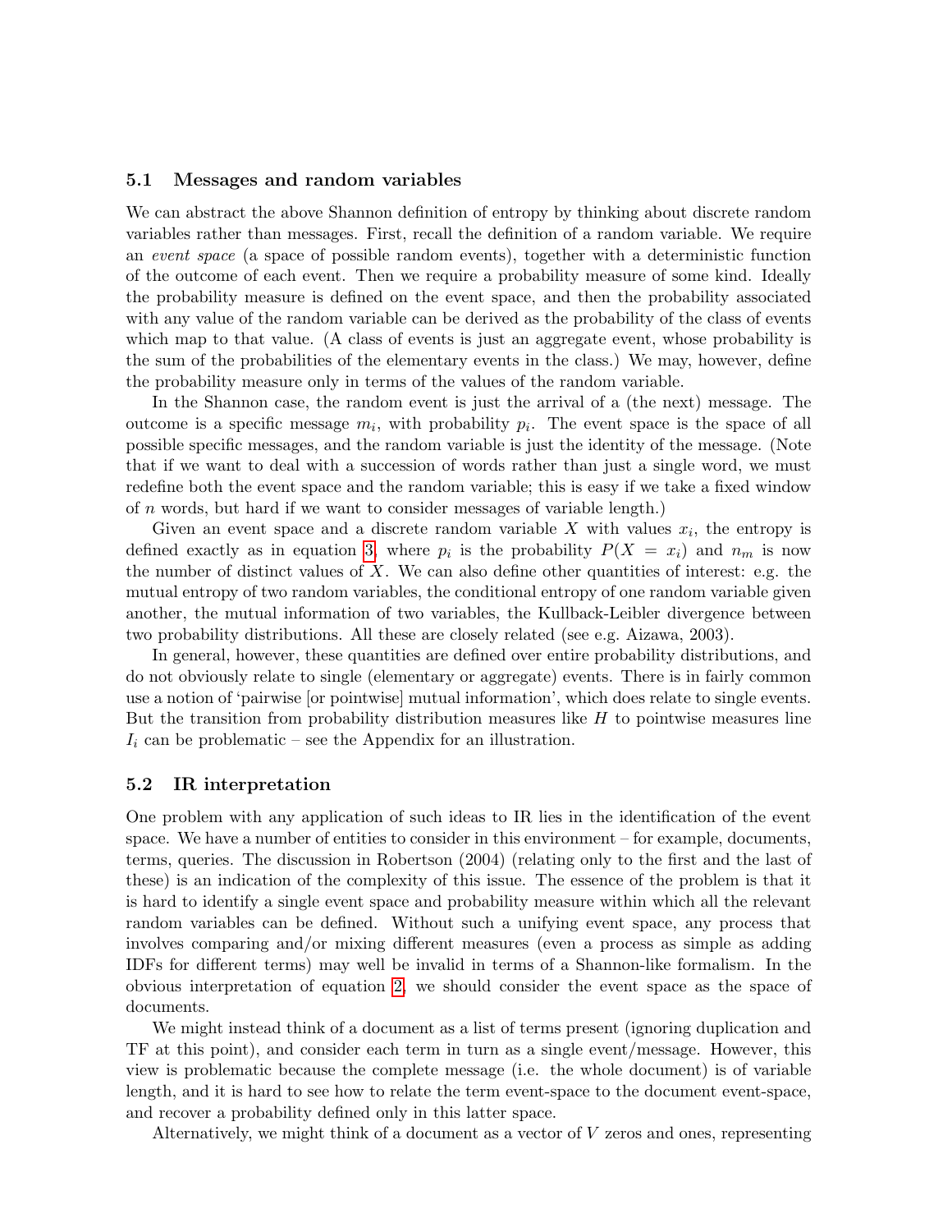### 5.1 Messages and random variables

We can abstract the above Shannon definition of entropy by thinking about discrete random variables rather than messages. First, recall the definition of a random variable. We require an *event space* (a space of possible random events), together with a deterministic function of the outcome of each event. Then we require a probability measure of some kind. Ideally the probability measure is defined on the event space, and then the probability associated with any value of the random variable can be derived as the probability of the class of events which map to that value. (A class of events is just an aggregate event, whose probability is the sum of the probabilities of the elementary events in the class.) We may, however, define the probability measure only in terms of the values of the random variable.

In the Shannon case, the random event is just the arrival of a (the next) message. The outcome is a specific message $m_i$, with probability $p_i$. The event space is the space of all possible specific messages, and the random variable is just the identity of the message. (Note that if we want to deal with a succession of words rather than just a single word, we must redefine both the event space and the random variable; this is easy if we take a fixed window of $n$ words, but hard if we want to consider messages of variable length.)

Given an event space and a discrete random variable $X$ with values $x_i$, the entropy is defined exactly as in equation 3, where $p_i$ is the probability $P(X = x_i)$ and $n_m$ is now the number of distinct values of $X$. We can also define other quantities of interest: e.g. the mutual entropy of two random variables, the conditional entropy of one random variable given another, the mutual information of two variables, the Kullback-Leibler divergence between two probability distributions. All these are closely related (see e.g. Aizawa, 2003).

In general, however, these quantities are defined over entire probability distributions, and do not obviously relate to single (elementary or aggregate) events. There is in fairly common use a notion of 'pairwise [or pointwise] mutual information', which does relate to single events. But the transition from probability distribution measures like $H$ to pointwise measures line $I_i$ can be problematic – see the Appendix for an illustration.

### 5.2 IR interpretation

One problem with any application of such ideas to IR lies in the identification of the event space. We have a number of entities to consider in this environment – for example, documents, terms, queries. The discussion in Robertson (2004) (relating only to the first and the last of these) is an indication of the complexity of this issue. The essence of the problem is that it is hard to identify a single event space and probability measure within which all the relevant random variables can be defined. Without such a unifying event space, any process that involves comparing and/or mixing different measures (even a process as simple as adding IDFs for different terms) may well be invalid in terms of a Shannon-like formalism. In the obvious interpretation of equation 2, we should consider the event space as the space of documents.

We might instead think of a document as a list of terms present (ignoring duplication and TF at this point), and consider each term in turn as a single event/message. However, this view is problematic because the complete message (i.e. the whole document) is of variable length, and it is hard to see how to relate the term event-space to the document event-space, and recover a probability defined only in this latter space.

Alternatively, we might think of a document as a vector of $V$ zeros and ones, representing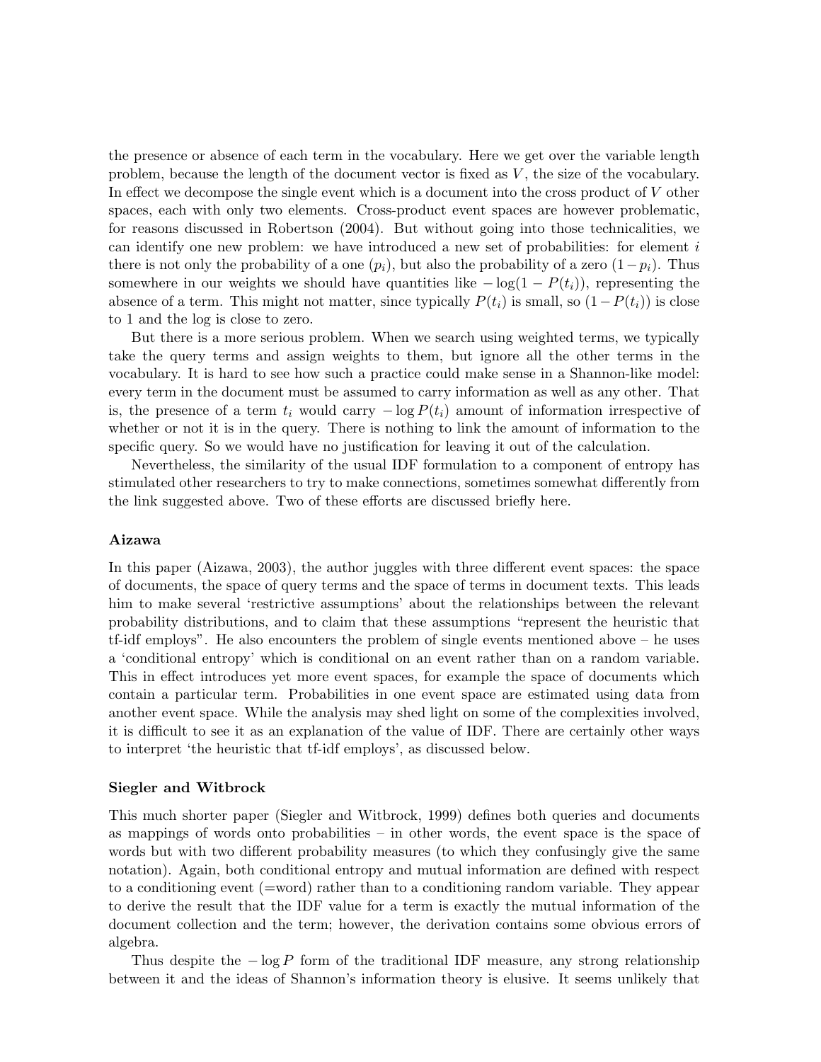the presence or absence of each term in the vocabulary. Here we get over the variable length problem, because the length of the document vector is fixed as $V$, the size of the vocabulary. In effect we decompose the single event which is a document into the cross product of $V$ other spaces, each with only two elements. Cross-product event spaces are however problematic, for reasons discussed in Robertson (2004). But without going into those technicalities, we can identify one new problem: we have introduced a new set of probabilities: for element $i$ there is not only the probability of a one ($p_i$), but also the probability of a zero ($1-p_i$). Thus somewhere in our weights we should have quantities like $-\log(1 - P(t_i))$, representing the absence of a term. This might not matter, since typically $P(t_i)$ is small, so $(1-P(t_i))$ is close to 1 and the log is close to zero.

But there is a more serious problem. When we search using weighted terms, we typically take the query terms and assign weights to them, but ignore all the other terms in the vocabulary. It is hard to see how such a practice could make sense in a Shannon-like model: every term in the document must be assumed to carry information as well as any other. That is, the presence of a term $t_i$ would carry $-\log P(t_i)$ amount of information irrespective of whether or not it is in the query. There is nothing to link the amount of information to the specific query. So we would have no justification for leaving it out of the calculation.

Nevertheless, the similarity of the usual IDF formulation to a component of entropy has stimulated other researchers to try to make connections, sometimes somewhat differently from the link suggested above. Two of these efforts are discussed briefly here.

### Aizawa

In this paper (Aizawa, 2003), the author juggles with three different event spaces: the space of documents, the space of query terms and the space of terms in document texts. This leads him to make several 'restrictive assumptions' about the relationships between the relevant probability distributions, and to claim that these assumptions "represent the heuristic that tf-idf employs". He also encounters the problem of single events mentioned above – he uses a 'conditional entropy' which is conditional on an event rather than on a random variable. This in effect introduces yet more event spaces, for example the space of documents which contain a particular term. Probabilities in one event space are estimated using data from another event space. While the analysis may shed light on some of the complexities involved, it is difficult to see it as an explanation of the value of IDF. There are certainly other ways to interpret 'the heuristic that tf-idf employs', as discussed below.

### Siegler and Witbrock

This much shorter paper (Siegler and Witbrock, 1999) defines both queries and documents as mappings of words onto probabilities – in other words, the event space is the space of words but with two different probability measures (to which they confusingly give the same notation). Again, both conditional entropy and mutual information are defined with respect to a conditioning event (=word) rather than to a conditioning random variable. They appear to derive the result that the IDF value for a term is exactly the mutual information of the document collection and the term; however, the derivation contains some obvious errors of algebra.

Thus despite the $-\log P$ form of the traditional IDF measure, any strong relationship between it and the ideas of Shannon's information theory is elusive. It seems unlikely that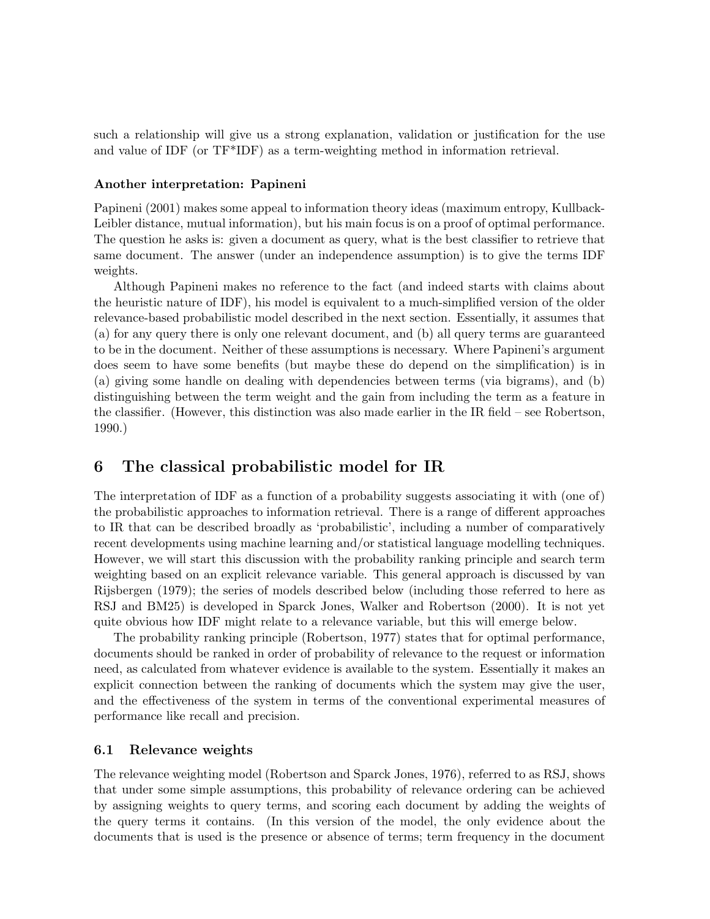such a relationship will give us a strong explanation, validation or justification for the use and value of IDF (or TF*IDF) as a term-weighting method in information retrieval.

**Another interpretation: Papineni**

Papineni (2001) makes some appeal to information theory ideas (maximum entropy, Kullback-Leibler distance, mutual information), but his main focus is on a proof of optimal performance. The question he asks is: given a document as query, what is the best classifier to retrieve that same document. The answer (under an independence assumption) is to give the terms IDF weights.

Although Papineni makes no reference to the fact (and indeed starts with claims about the heuristic nature of IDF), his model is equivalent to a much-simplified version of the older relevance-based probabilistic model described in the next section. Essentially, it assumes that (a) for any query there is only one relevant document, and (b) all query terms are guaranteed to be in the document. Neither of these assumptions is necessary. Where Papineni's argument does seem to have some benefits (but maybe these do depend on the simplification) is in (a) giving some handle on dealing with dependencies between terms (via bigrams), and (b) distinguishing between the term weight and the gain from including the term as a feature in the classifier. (However, this distinction was also made earlier in the IR field – see Robertson, 1990.)

## 6 The classical probabilistic model for IR

The interpretation of IDF as a function of a probability suggests associating it with (one of) the probabilistic approaches to information retrieval. There is a range of different approaches to IR that can be described broadly as 'probabilistic', including a number of comparatively recent developments using machine learning and/or statistical language modelling techniques. However, we will start this discussion with the probability ranking principle and search term weighting based on an explicit relevance variable. This general approach is discussed by van Rijsbergen (1979); the series of models described below (including those referred to here as RSJ and BM25) is developed in Sparck Jones, Walker and Robertson (2000). It is not yet quite obvious how IDF might relate to a relevance variable, but this will emerge below.

The probability ranking principle (Robertson, 1977) states that for optimal performance, documents should be ranked in order of probability of relevance to the request or information need, as calculated from whatever evidence is available to the system. Essentially it makes an explicit connection between the ranking of documents which the system may give the user, and the effectiveness of the system in terms of the conventional experimental measures of performance like recall and precision.

### 6.1 Relevance weights

The relevance weighting model (Robertson and Sparck Jones, 1976), referred to as RSJ, shows that under some simple assumptions, this probability of relevance ordering can be achieved by assigning weights to query terms, and scoring each document by adding the weights of the query terms it contains. (In this version of the model, the only evidence about the documents that is used is the presence or absence of terms; term frequency in the document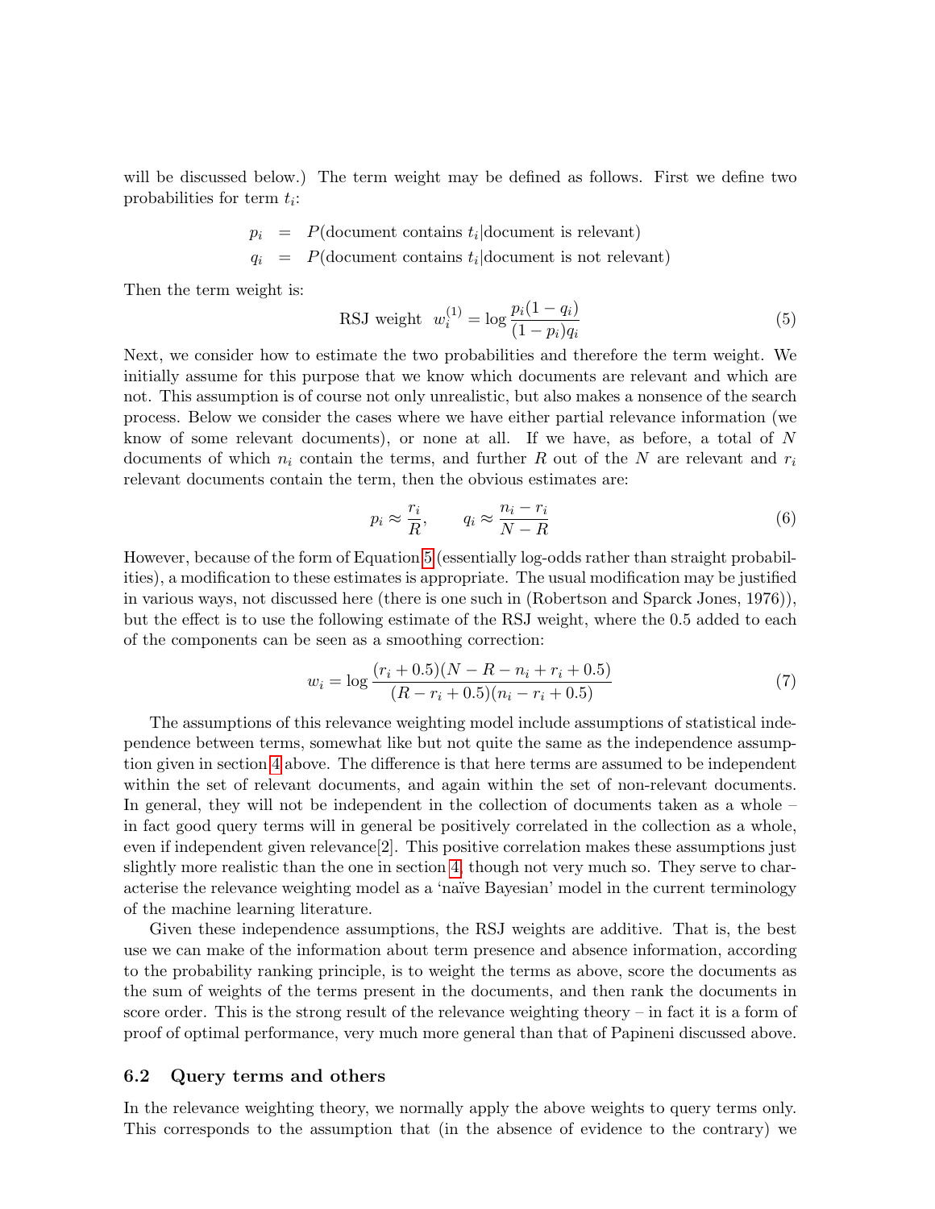will be discussed below.) The term weight may be defined as follows. First we define two probabilities for term $t_i$:

$$p_i = P(\text{document contains } t_i | \text{document is relevant})$$
$$q_i = P(\text{document contains } t_i | \text{document is not relevant})$$

Then the term weight is:

$$\text{RSJ weight} \ \ w_i^{(1)} = \log \frac{p_i(1-q_i)}{(1-p_i)q_i} \tag{5}$$

Next, we consider how to estimate the two probabilities and therefore the term weight. We initially assume for this purpose that we know which documents are relevant and which are not. This assumption is of course not only unrealistic, but also makes a nonsence of the search process. Below we consider the cases where we have either partial relevance information (we know of some relevant documents), or none at all. If we have, as before, a total of $N$ documents of which $n_i$ contain the terms, and further $R$ out of the $N$ are relevant and $r_i$ relevant documents contain the term, then the obvious estimates are:

$$p_i \approx \frac{r_i}{R}, \qquad q_i \approx \frac{n_i - r_i}{N - R} \tag{6}$$

However, because of the form of Equation 5 (essentially log-odds rather than straight probabilities), a modification to these estimates is appropriate. The usual modification may be justified in various ways, not discussed here (there is one such in (Robertson and Sparck Jones, 1976)), but the effect is to use the following estimate of the RSJ weight, where the 0.5 added to each of the components can be seen as a smoothing correction:

$$w_i = \log \frac{(r_i + 0.5)(N - R - n_i + r_i + 0.5)}{(R - r_i + 0.5)(n_i - r_i + 0.5)} \tag{7}$$

The assumptions of this relevance weighting model include assumptions of statistical independence between terms, somewhat like but not quite the same as the independence assumption given in section 4 above. The difference is that here terms are assumed to be independent within the set of relevant documents, and again within the set of non-relevant documents. In general, they will not be independent in the collection of documents taken as a whole – in fact good query terms will in general be positively correlated in the collection as a whole, even if independent given relevance[2]. This positive correlation makes these assumptions just slightly more realistic than the one in section 4, though not very much so. They serve to characterise the relevance weighting model as a 'naïve Bayesian' model in the current terminology of the machine learning literature.

Given these independence assumptions, the RSJ weights are additive. That is, the best use we can make of the information about term presence and absence information, according to the probability ranking principle, is to weight the terms as above, score the documents as the sum of weights of the terms present in the documents, and then rank the documents in score order. This is the strong result of the relevance weighting theory – in fact it is a form of proof of optimal performance, very much more general than that of Papineni discussed above.

### 6.2 Query terms and others

In the relevance weighting theory, we normally apply the above weights to query terms only. This corresponds to the assumption that (in the absence of evidence to the contrary) we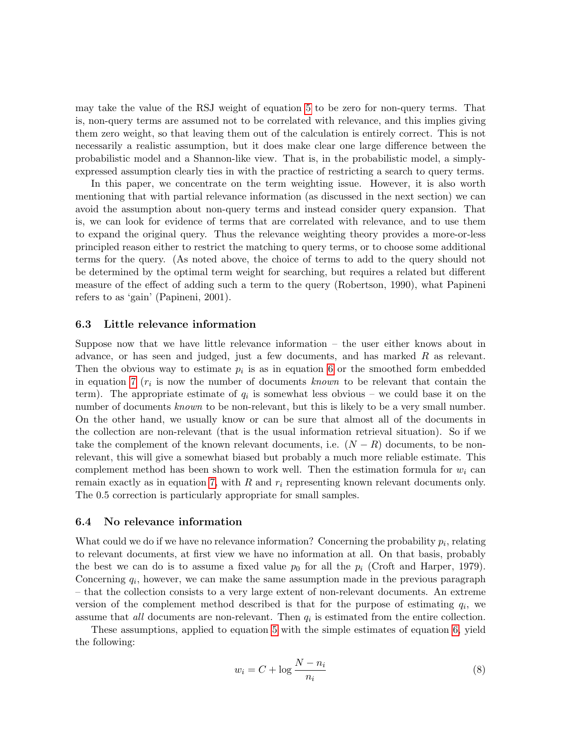may take the value of the RSJ weight of equation 5 to be zero for non-query terms. That is, non-query terms are assumed not to be correlated with relevance, and this implies giving them zero weight, so that leaving them out of the calculation is entirely correct. This is not necessarily a realistic assumption, but it does make clear one large difference between the probabilistic model and a Shannon-like view. That is, in the probabilistic model, a simply-expressed assumption clearly ties in with the practice of restricting a search to query terms.

In this paper, we concentrate on the term weighting issue. However, it is also worth mentioning that with partial relevance information (as discussed in the next section) we can avoid the assumption about non-query terms and instead consider query expansion. That is, we can look for evidence of terms that are correlated with relevance, and to use them to expand the original query. Thus the relevance weighting theory provides a more-or-less principled reason either to restrict the matching to query terms, or to choose some additional terms for the query. (As noted above, the choice of terms to add to the query should not be determined by the optimal term weight for searching, but requires a related but different measure of the effect of adding such a term to the query (Robertson, 1990), what Papineni refers to as 'gain' (Papineni, 2001).

### 6.3 Little relevance information

Suppose now that we have little relevance information – the user either knows about in advance, or has seen and judged, just a few documents, and has marked $R$ as relevant. Then the obvious way to estimate $p_i$ is as in equation 6 or the smoothed form embedded in equation 7 ($r_i$ is now the number of documents *known* to be relevant that contain the term). The appropriate estimate of $q_i$ is somewhat less obvious – we could base it on the number of documents *known* to be non-relevant, but this is likely to be a very small number. On the other hand, we usually know or can be sure that almost all of the documents in the collection are non-relevant (that is the usual information retrieval situation). So if we take the complement of the known relevant documents, i.e. $(N - R)$ documents, to be non-relevant, this will give a somewhat biased but probably a much more reliable estimate. This complement method has been shown to work well. Then the estimation formula for $w_i$ can remain exactly as in equation 7, with $R$ and $r_i$ representing known relevant documents only. The 0.5 correction is particularly appropriate for small samples.

### 6.4 No relevance information

What could we do if we have no relevance information? Concerning the probability $p_i$, relating to relevant documents, at first view we have no information at all. On that basis, probably the best we can do is to assume a fixed value $p_0$ for all the $p_i$ (Croft and Harper, 1979). Concerning $q_i$, however, we can make the same assumption made in the previous paragraph – that the collection consists to a very large extent of non-relevant documents. An extreme version of the complement method described is that for the purpose of estimating $q_i$, we assume that *all* documents are non-relevant. Then $q_i$ is estimated from the entire collection.

These assumptions, applied to equation 5 with the simple estimates of equation 6, yield the following:

$$w_i = C + \log \frac{N - n_i}{n_i} \tag{8}$$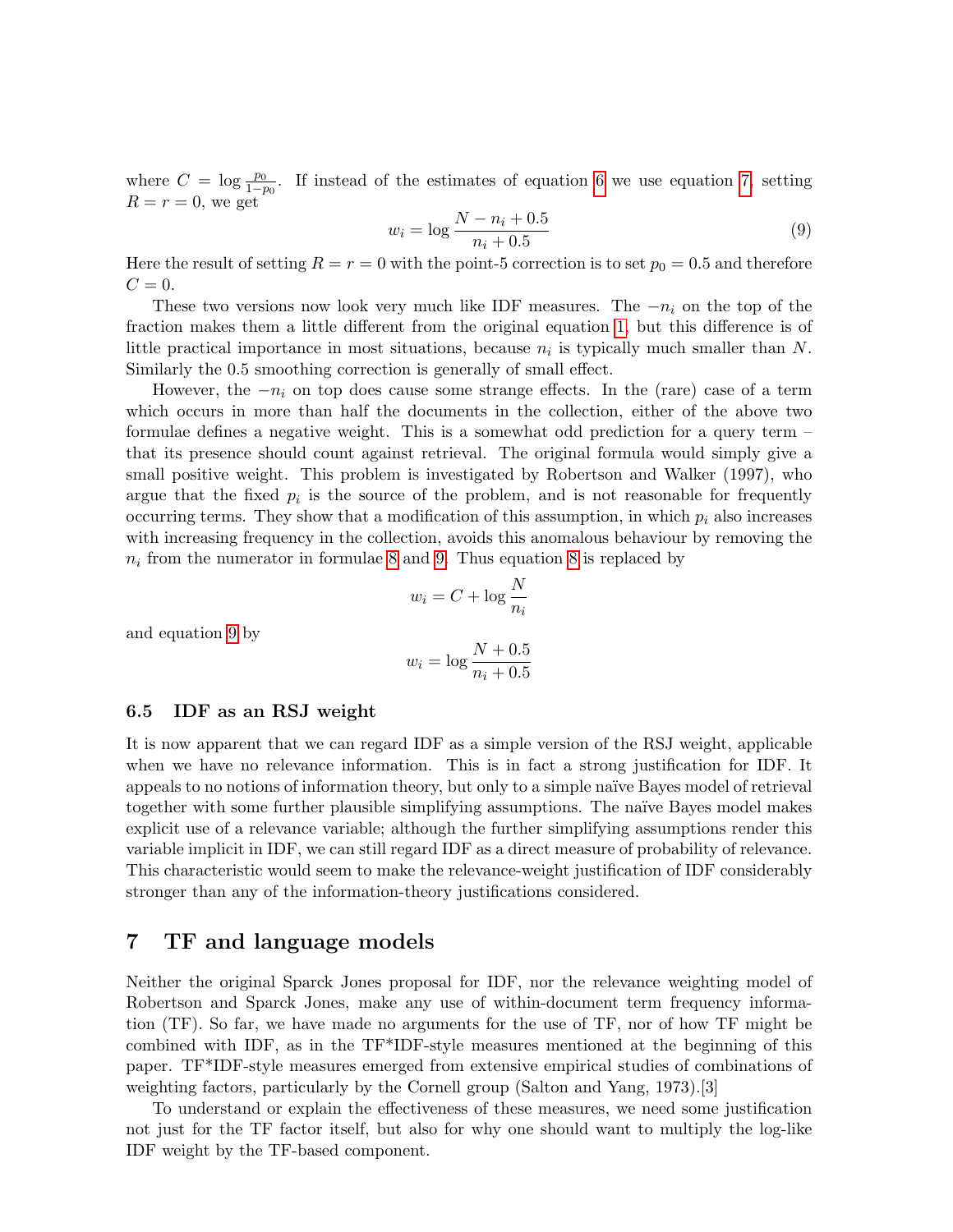where $C = \log \frac{p_0}{1-p_0}$. If instead of the estimates of equation 6 we use equation 7, setting $R = r = 0$, we get

$$w_i = \log \frac{N - n_i + 0.5}{n_i + 0.5} \tag{9}$$

Here the result of setting $R = r = 0$ with the point-5 correction is to set $p_0 = 0.5$ and therefore $C = 0$.

These two versions now look very much like IDF measures. The $-n_i$ on the top of the fraction makes them a little different from the original equation 1, but this difference is of little practical importance in most situations, because $n_i$ is typically much smaller than $N$. Similarly the 0.5 smoothing correction is generally of small effect.

However, the $-n_i$ on top does cause some strange effects. In the (rare) case of a term which occurs in more than half the documents in the collection, either of the above two formulae defines a negative weight. This is a somewhat odd prediction for a query term – that its presence should count against retrieval. The original formula would simply give a small positive weight. This problem is investigated by Robertson and Walker (1997), who argue that the fixed $p_i$ is the source of the problem, and is not reasonable for frequently occurring terms. They show that a modification of this assumption, in which $p_i$ also increases with increasing frequency in the collection, avoids this anomalous behaviour by removing the $n_i$ from the numerator in formulae 8 and 9. Thus equation 8 is replaced by

$$w_i = C + \log \frac{N}{n_i}$$

and equation 9 by

$$w_i = \log \frac{N + 0.5}{n_i + 0.5}$$

### 6.5 IDF as an RSJ weight

It is now apparent that we can regard IDF as a simple version of the RSJ weight, applicable when we have no relevance information. This is in fact a strong justification for IDF. It appeals to no notions of information theory, but only to a simple naïve Bayes model of retrieval together with some further plausible simplifying assumptions. The naïve Bayes model makes explicit use of a relevance variable; although the further simplifying assumptions render this variable implicit in IDF, we can still regard IDF as a direct measure of probability of relevance. This characteristic would seem to make the relevance-weight justification of IDF considerably stronger than any of the information-theory justifications considered.

## 7 TF and language models

Neither the original Sparck Jones proposal for IDF, nor the relevance weighting model of Robertson and Sparck Jones, make any use of within-document term frequency information (TF). So far, we have made no arguments for the use of TF, nor of how TF might be combined with IDF, as in the TF*IDF-style measures mentioned at the beginning of this paper. TF*IDF-style measures emerged from extensive empirical studies of combinations of weighting factors, particularly by the Cornell group (Salton and Yang, 1973).[3]

To understand or explain the effectiveness of these measures, we need some justification not just for the TF factor itself, but also for why one should want to multiply the log-like IDF weight by the TF-based component.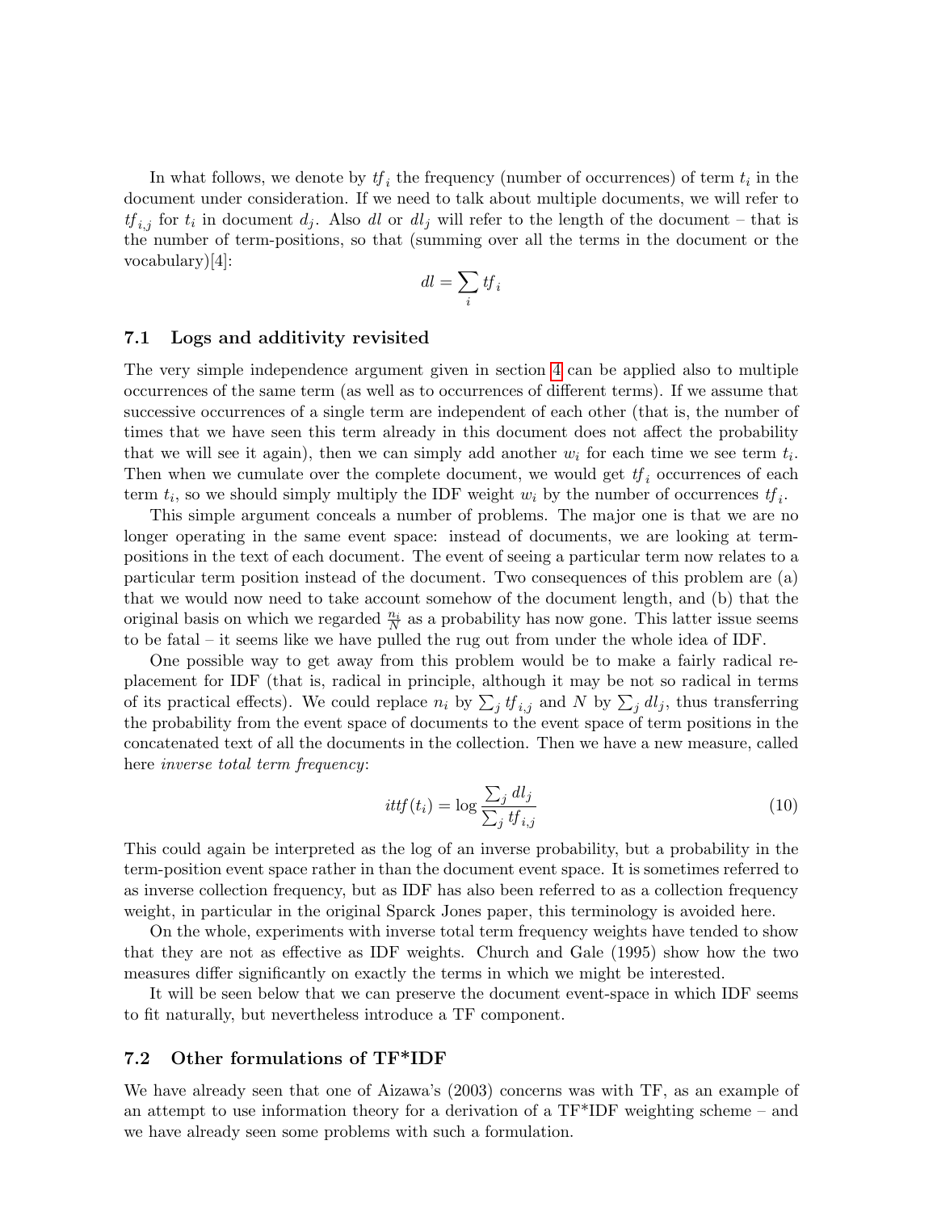In what follows, we denote by $tf_i$ the frequency (number of occurrences) of term $t_i$ in the document under consideration. If we need to talk about multiple documents, we will refer to $tf_{i,j}$ for $t_i$ in document $d_j$. Also $dl$ or $dl_j$ will refer to the length of the document – that is the number of term-positions, so that (summing over all the terms in the document or the vocabulary)[4]:

$$dl = \sum_i tf_i$$

## 7.1 Logs and additivity revisited

The very simple independence argument given in section 4 can be applied also to multiple occurrences of the same term (as well as to occurrences of different terms). If we assume that successive occurrences of a single term are independent of each other (that is, the number of times that we have seen this term already in this document does not affect the probability that we will see it again), then we can simply add another $w_i$ for each time we see term $t_i$. Then when we cumulate over the complete document, we would get $tf_i$ occurrences of each term $t_i$, so we should simply multiply the IDF weight $w_i$ by the number of occurrences $tf_i$.

This simple argument conceals a number of problems. The major one is that we are no longer operating in the same event space: instead of documents, we are looking at term-positions in the text of each document. The event of seeing a particular term now relates to a particular term position instead of the document. Two consequences of this problem are (a) that we would now need to take account somehow of the document length, and (b) that the original basis on which we regarded $\frac{n_i}{N}$ as a probability has now gone. This latter issue seems to be fatal – it seems like we have pulled the rug out from under the whole idea of IDF.

One possible way to get away from this problem would be to make a fairly radical replacement for IDF (that is, radical in principle, although it may be not so radical in terms of its practical effects). We could replace $n_i$ by $\sum_j tf_{i,j}$ and $N$ by $\sum_j dl_j$, thus transferring the probability from the event space of documents to the event space of term positions in the concatenated text of all the documents in the collection. Then we have a new measure, called here *inverse total term frequency*:

$$ittf(t_i) = \log \frac{\sum_j dl_j}{\sum_j tf_{i,j}} \tag{10}$$

This could again be interpreted as the log of an inverse probability, but a probability in the term-position event space rather in than the document event space. It is sometimes referred to as inverse collection frequency, but as IDF has also been referred to as a collection frequency weight, in particular in the original Sparck Jones paper, this terminology is avoided here.

On the whole, experiments with inverse total term frequency weights have tended to show that they are not as effective as IDF weights. Church and Gale (1995) show how the two measures differ significantly on exactly the terms in which we might be interested.

It will be seen below that we can preserve the document event-space in which IDF seems to fit naturally, but nevertheless introduce a TF component.

## 7.2 Other formulations of TF*IDF

We have already seen that one of Aizawa's (2003) concerns was with TF, as an example of an attempt to use information theory for a derivation of a TF*IDF weighting scheme – and we have already seen some problems with such a formulation.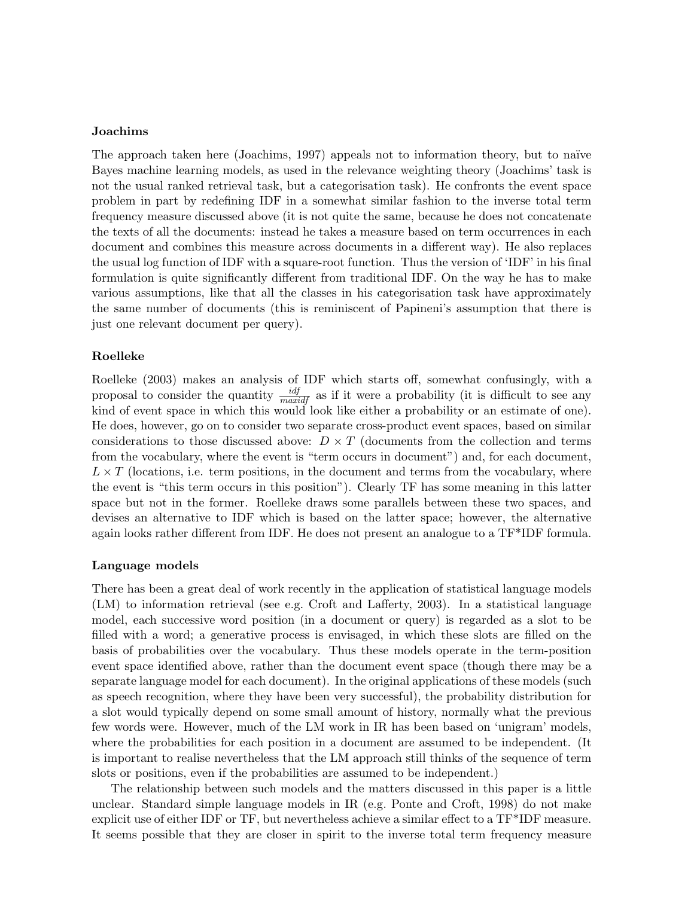**Joachims**

The approach taken here (Joachims, 1997) appeals not to information theory, but to naïve Bayes machine learning models, as used in the relevance weighting theory (Joachims' task is not the usual ranked retrieval task, but a categorisation task). He confronts the event space problem in part by redefining IDF in a somewhat similar fashion to the inverse total term frequency measure discussed above (it is not quite the same, because he does not concatenate the texts of all the documents: instead he takes a measure based on term occurrences in each document and combines this measure across documents in a different way). He also replaces the usual log function of IDF with a square-root function. Thus the version of 'IDF' in his final formulation is quite significantly different from traditional IDF. On the way he has to make various assumptions, like that all the classes in his categorisation task have approximately the same number of documents (this is reminiscent of Papineni's assumption that there is just one relevant document per query).

**Roelleke**

Roelleke (2003) makes an analysis of IDF which starts off, somewhat confusingly, with a proposal to consider the quantity $\frac{idf}{maxidf}$ as if it were a probability (it is difficult to see any kind of event space in which this would look like either a probability or an estimate of one). He does, however, go on to consider two separate cross-product event spaces, based on similar considerations to those discussed above: $D \times T$ (documents from the collection and terms from the vocabulary, where the event is "term occurs in document") and, for each document, $L \times T$ (locations, i.e. term positions, in the document and terms from the vocabulary, where the event is "this term occurs in this position"). Clearly TF has some meaning in this latter space but not in the former. Roelleke draws some parallels between these two spaces, and devises an alternative to IDF which is based on the latter space; however, the alternative again looks rather different from IDF. He does not present an analogue to a TF*IDF formula.

**Language models**

There has been a great deal of work recently in the application of statistical language models (LM) to information retrieval (see e.g. Croft and Lafferty, 2003). In a statistical language model, each successive word position (in a document or query) is regarded as a slot to be filled with a word; a generative process is envisaged, in which these slots are filled on the basis of probabilities over the vocabulary. Thus these models operate in the term-position event space identified above, rather than the document event space (though there may be a separate language model for each document). In the original applications of these models (such as speech recognition, where they have been very successful), the probability distribution for a slot would typically depend on some small amount of history, normally what the previous few words were. However, much of the LM work in IR has been based on 'unigram' models, where the probabilities for each position in a document are assumed to be independent. (It is important to realise nevertheless that the LM approach still thinks of the sequence of term slots or positions, even if the probabilities are assumed to be independent.)

The relationship between such models and the matters discussed in this paper is a little unclear. Standard simple language models in IR (e.g. Ponte and Croft, 1998) do not make explicit use of either IDF or TF, but nevertheless achieve a similar effect to a TF*IDF measure. It seems possible that they are closer in spirit to the inverse total term frequency measure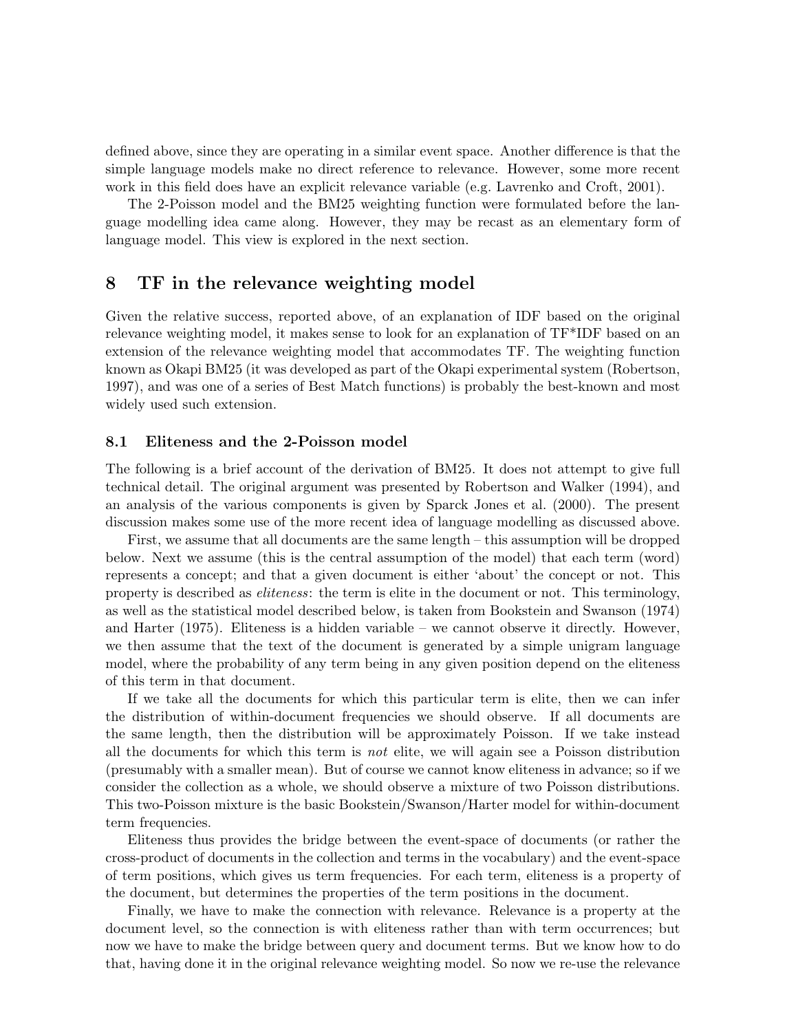defined above, since they are operating in a similar event space. Another difference is that the simple language models make no direct reference to relevance. However, some more recent work in this field does have an explicit relevance variable (e.g. Lavrenko and Croft, 2001).

The 2-Poisson model and the BM25 weighting function were formulated before the language modelling idea came along. However, they may be recast as an elementary form of language model. This view is explored in the next section.

## 8 TF in the relevance weighting model

Given the relative success, reported above, of an explanation of IDF based on the original relevance weighting model, it makes sense to look for an explanation of TF*IDF based on an extension of the relevance weighting model that accommodates TF. The weighting function known as Okapi BM25 (it was developed as part of the Okapi experimental system (Robertson, 1997), and was one of a series of Best Match functions) is probably the best-known and most widely used such extension.

### 8.1 Eliteness and the 2-Poisson model

The following is a brief account of the derivation of BM25. It does not attempt to give full technical detail. The original argument was presented by Robertson and Walker (1994), and an analysis of the various components is given by Sparck Jones et al. (2000). The present discussion makes some use of the more recent idea of language modelling as discussed above.

First, we assume that all documents are the same length – this assumption will be dropped below. Next we assume (this is the central assumption of the model) that each term (word) represents a concept; and that a given document is either 'about' the concept or not. This property is described as *eliteness*: the term is elite in the document or not. This terminology, as well as the statistical model described below, is taken from Bookstein and Swanson (1974) and Harter (1975). Eliteness is a hidden variable – we cannot observe it directly. However, we then assume that the text of the document is generated by a simple unigram language model, where the probability of any term being in any given position depend on the eliteness of this term in that document.

If we take all the documents for which this particular term is elite, then we can infer the distribution of within-document frequencies we should observe. If all documents are the same length, then the distribution will be approximately Poisson. If we take instead all the documents for which this term is *not* elite, we will again see a Poisson distribution (presumably with a smaller mean). But of course we cannot know eliteness in advance; so if we consider the collection as a whole, we should observe a mixture of two Poisson distributions. This two-Poisson mixture is the basic Bookstein/Swanson/Harter model for within-document term frequencies.

Eliteness thus provides the bridge between the event-space of documents (or rather the cross-product of documents in the collection and terms in the vocabulary) and the event-space of term positions, which gives us term frequencies. For each term, eliteness is a property of the document, but determines the properties of the term positions in the document.

Finally, we have to make the connection with relevance. Relevance is a property at the document level, so the connection is with eliteness rather than with term occurrences; but now we have to make the bridge between query and document terms. But we know how to do that, having done it in the original relevance weighting model. So now we re-use the relevance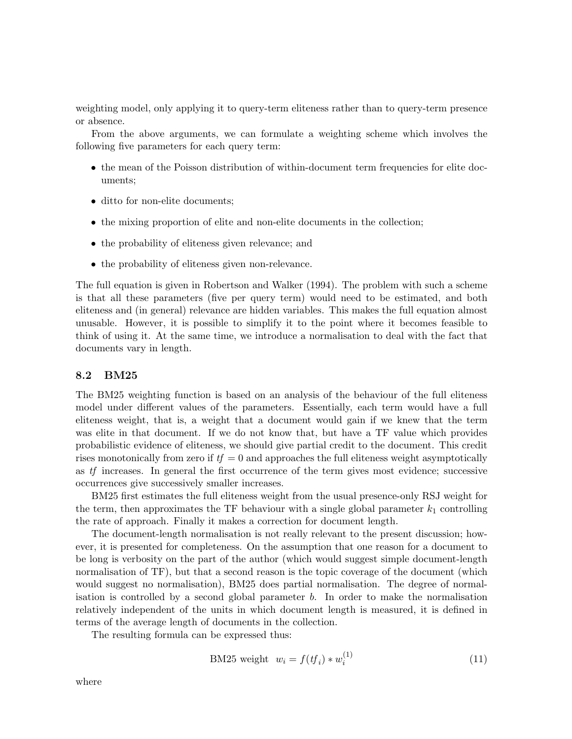weighting model, only applying it to query-term eliteness rather than to query-term presence or absence.

From the above arguments, we can formulate a weighting scheme which involves the following five parameters for each query term:

- the mean of the Poisson distribution of within-document term frequencies for elite documents;
- ditto for non-elite documents;
- the mixing proportion of elite and non-elite documents in the collection;
- the probability of eliteness given relevance; and
- the probability of eliteness given non-relevance.

The full equation is given in Robertson and Walker (1994). The problem with such a scheme is that all these parameters (five per query term) would need to be estimated, and both eliteness and (in general) relevance are hidden variables. This makes the full equation almost unusable. However, it is possible to simplify it to the point where it becomes feasible to think of using it. At the same time, we introduce a normalisation to deal with the fact that documents vary in length.

## 8.2 BM25

The BM25 weighting function is based on an analysis of the behaviour of the full eliteness model under different values of the parameters. Essentially, each term would have a full eliteness weight, that is, a weight that a document would gain if we knew that the term was elite in that document. If we do not know that, but have a TF value which provides probabilistic evidence of eliteness, we should give partial credit to the document. This credit rises monotonically from zero if $tf = 0$ and approaches the full eliteness weight asymptotically as $tf$ increases. In general the first occurrence of the term gives most evidence; successive occurrences give successively smaller increases.

BM25 first estimates the full eliteness weight from the usual presence-only RSJ weight for the term, then approximates the TF behaviour with a single global parameter $k_1$ controlling the rate of approach. Finally it makes a correction for document length.

The document-length normalisation is not really relevant to the present discussion; however, it is presented for completeness. On the assumption that one reason for a document to be long is verbosity on the part of the author (which would suggest simple document-length normalisation of TF), but that a second reason is the topic coverage of the document (which would suggest no normalisation), BM25 does partial normalisation. The degree of normalisation is controlled by a second global parameter $b$. In order to make the normalisation relatively independent of the units in which document length is measured, it is defined in terms of the average length of documents in the collection.

The resulting formula can be expressed thus:

$$\text{BM25 weight} \quad w_i = f(tf_i) * w_i^{(1)} \tag{11}$$

where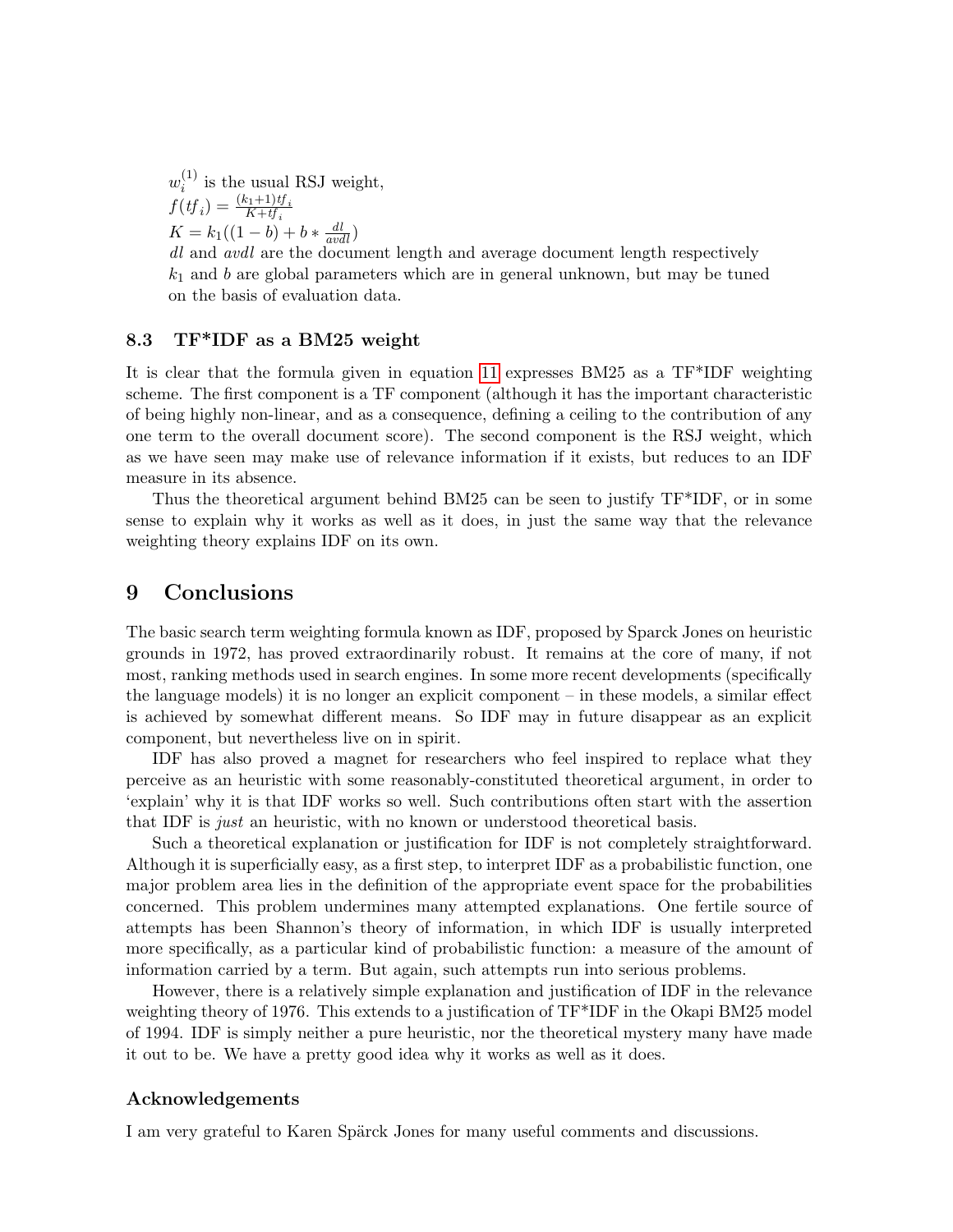$w_i^{(1)}$ is the usual RSJ weight,
$f(tf_i) = \frac{(k_1+1)tf_i}{K+tf_i}$
$K = k_1((1-b) + b * \frac{dl}{avdl})$
$dl$ and $avdl$ are the document length and average document length respectively
$k_1$ and $b$ are global parameters which are in general unknown, but may be tuned on the basis of evaluation data.

### 8.3 TF*IDF as a BM25 weight

It is clear that the formula given in equation 11 expresses BM25 as a TF*IDF weighting scheme. The first component is a TF component (although it has the important characteristic of being highly non-linear, and as a consequence, defining a ceiling to the contribution of any one term to the overall document score). The second component is the RSJ weight, which as we have seen may make use of relevance information if it exists, but reduces to an IDF measure in its absence.

Thus the theoretical argument behind BM25 can be seen to justify TF*IDF, or in some sense to explain why it works as well as it does, in just the same way that the relevance weighting theory explains IDF on its own.

## 9 Conclusions

The basic search term weighting formula known as IDF, proposed by Sparck Jones on heuristic grounds in 1972, has proved extraordinarily robust. It remains at the core of many, if not most, ranking methods used in search engines. In some more recent developments (specifically the language models) it is no longer an explicit component – in these models, a similar effect is achieved by somewhat different means. So IDF may in future disappear as an explicit component, but nevertheless live on in spirit.

IDF has also proved a magnet for researchers who feel inspired to replace what they perceive as an heuristic with some reasonably-constituted theoretical argument, in order to 'explain' why it is that IDF works so well. Such contributions often start with the assertion that IDF is *just* an heuristic, with no known or understood theoretical basis.

Such a theoretical explanation or justification for IDF is not completely straightforward. Although it is superficially easy, as a first step, to interpret IDF as a probabilistic function, one major problem area lies in the definition of the appropriate event space for the probabilities concerned. This problem undermines many attempted explanations. One fertile source of attempts has been Shannon's theory of information, in which IDF is usually interpreted more specifically, as a particular kind of probabilistic function: a measure of the amount of information carried by a term. But again, such attempts run into serious problems.

However, there is a relatively simple explanation and justification of IDF in the relevance weighting theory of 1976. This extends to a justification of TF*IDF in the Okapi BM25 model of 1994. IDF is simply neither a pure heuristic, nor the theoretical mystery many have made it out to be. We have a pretty good idea why it works as well as it does.

### Acknowledgements

I am very grateful to Karen Spärck Jones for many useful comments and discussions.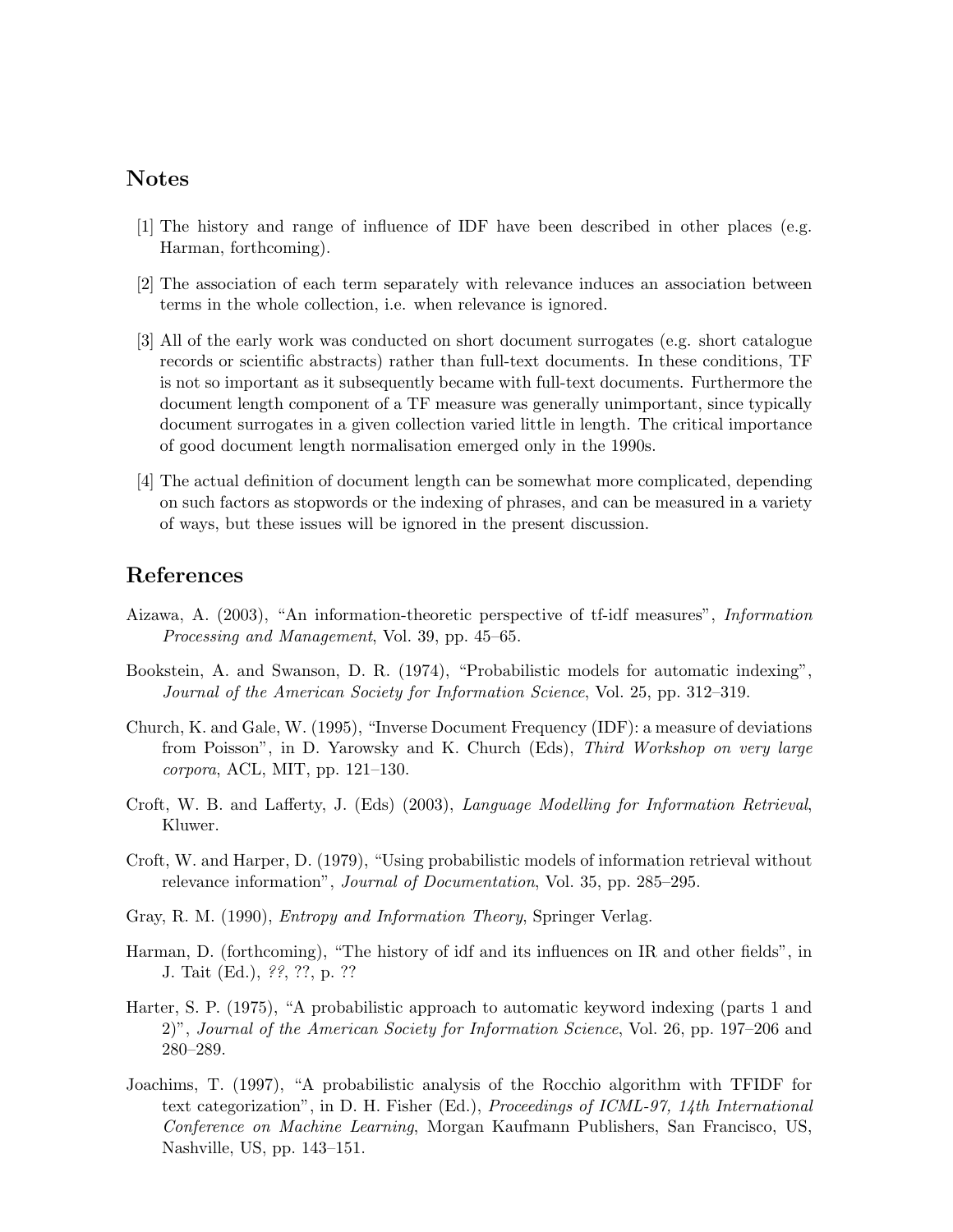## Notes

[1] The history and range of influence of IDF have been described in other places (e.g. Harman, forthcoming).

[2] The association of each term separately with relevance induces an association between terms in the whole collection, i.e. when relevance is ignored.

[3] All of the early work was conducted on short document surrogates (e.g. short catalogue records or scientific abstracts) rather than full-text documents. In these conditions, TF is not so important as it subsequently became with full-text documents. Furthermore the document length component of a TF measure was generally unimportant, since typically document surrogates in a given collection varied little in length. The critical importance of good document length normalisation emerged only in the 1990s.

[4] The actual definition of document length can be somewhat more complicated, depending on such factors as stopwords or the indexing of phrases, and can be measured in a variety of ways, but these issues will be ignored in the present discussion.

## References

Aizawa, A. (2003), "An information-theoretic perspective of tf-idf measures", *Information Processing and Management*, Vol. 39, pp. 45–65.

Bookstein, A. and Swanson, D. R. (1974), "Probabilistic models for automatic indexing", *Journal of the American Society for Information Science*, Vol. 25, pp. 312–319.

Church, K. and Gale, W. (1995), "Inverse Document Frequency (IDF): a measure of deviations from Poisson", in D. Yarowsky and K. Church (Eds), *Third Workshop on very large corpora*, ACL, MIT, pp. 121–130.

Croft, W. B. and Lafferty, J. (Eds) (2003), *Language Modelling for Information Retrieval*, Kluwer.

Croft, W. and Harper, D. (1979), "Using probabilistic models of information retrieval without relevance information", *Journal of Documentation*, Vol. 35, pp. 285–295.

Gray, R. M. (1990), *Entropy and Information Theory*, Springer Verlag.

Harman, D. (forthcoming), "The history of idf and its influences on IR and other fields", in J. Tait (Ed.), *??*, ??, p. ??

Harter, S. P. (1975), "A probabilistic approach to automatic keyword indexing (parts 1 and 2)", *Journal of the American Society for Information Science*, Vol. 26, pp. 197–206 and 280–289.

Joachims, T. (1997), "A probabilistic analysis of the Rocchio algorithm with TFIDF for text categorization", in D. H. Fisher (Ed.), *Proceedings of ICML-97, 14th International Conference on Machine Learning*, Morgan Kaufmann Publishers, San Francisco, US, Nashville, US, pp. 143–151.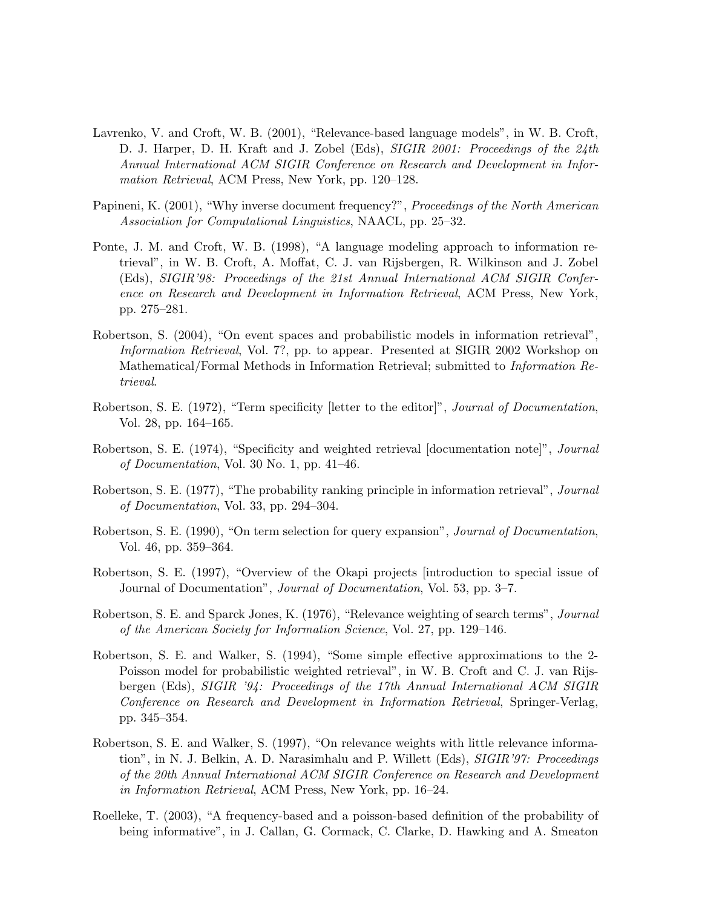Lavrenko, V. and Croft, W. B. (2001), "Relevance-based language models", in W. B. Croft, D. J. Harper, D. H. Kraft and J. Zobel (Eds), *SIGIR 2001: Proceedings of the 24th Annual International ACM SIGIR Conference on Research and Development in Information Retrieval*, ACM Press, New York, pp. 120–128.

Papineni, K. (2001), "Why inverse document frequency?", *Proceedings of the North American Association for Computational Linguistics*, NAACL, pp. 25–32.

Ponte, J. M. and Croft, W. B. (1998), "A language modeling approach to information retrieval", in W. B. Croft, A. Moffat, C. J. van Rijsbergen, R. Wilkinson and J. Zobel (Eds), *SIGIR'98: Proceedings of the 21st Annual International ACM SIGIR Conference on Research and Development in Information Retrieval*, ACM Press, New York, pp. 275–281.

Robertson, S. (2004), "On event spaces and probabilistic models in information retrieval", *Information Retrieval*, Vol. 7?, pp. to appear. Presented at SIGIR 2002 Workshop on Mathematical/Formal Methods in Information Retrieval; submitted to *Information Retrieval*.

Robertson, S. E. (1972), "Term specificity [letter to the editor]", *Journal of Documentation*, Vol. 28, pp. 164–165.

Robertson, S. E. (1974), "Specificity and weighted retrieval [documentation note]", *Journal of Documentation*, Vol. 30 No. 1, pp. 41–46.

Robertson, S. E. (1977), "The probability ranking principle in information retrieval", *Journal of Documentation*, Vol. 33, pp. 294–304.

Robertson, S. E. (1990), "On term selection for query expansion", *Journal of Documentation*, Vol. 46, pp. 359–364.

Robertson, S. E. (1997), "Overview of the Okapi projects [introduction to special issue of Journal of Documentation", *Journal of Documentation*, Vol. 53, pp. 3–7.

Robertson, S. E. and Sparck Jones, K. (1976), "Relevance weighting of search terms", *Journal of the American Society for Information Science*, Vol. 27, pp. 129–146.

Robertson, S. E. and Walker, S. (1994), "Some simple effective approximations to the 2-Poisson model for probabilistic weighted retrieval", in W. B. Croft and C. J. van Rijsbergen (Eds), *SIGIR '94: Proceedings of the 17th Annual International ACM SIGIR Conference on Research and Development in Information Retrieval*, Springer-Verlag, pp. 345–354.

Robertson, S. E. and Walker, S. (1997), "On relevance weights with little relevance information", in N. J. Belkin, A. D. Narasimhalu and P. Willett (Eds), *SIGIR'97: Proceedings of the 20th Annual International ACM SIGIR Conference on Research and Development in Information Retrieval*, ACM Press, New York, pp. 16–24.

Roelleke, T. (2003), "A frequency-based and a poisson-based definition of the probability of being informative", in J. Callan, G. Cormack, C. Clarke, D. Hawking and A. Smeaton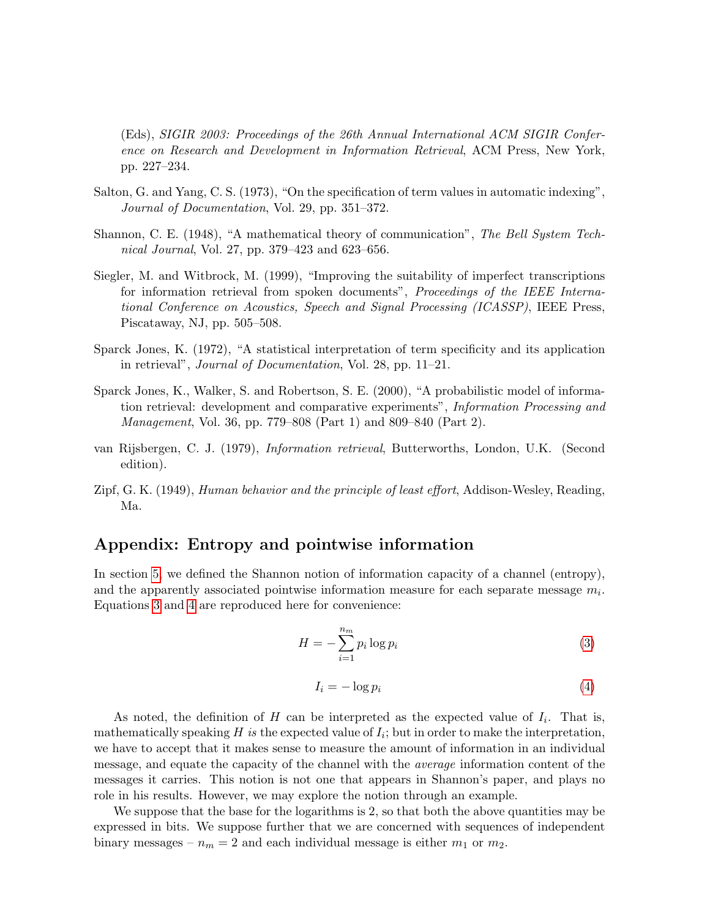(Eds), *SIGIR 2003: Proceedings of the 26th Annual International ACM SIGIR Conference on Research and Development in Information Retrieval*, ACM Press, New York, pp. 227–234.

Salton, G. and Yang, C. S. (1973), "On the specification of term values in automatic indexing", *Journal of Documentation*, Vol. 29, pp. 351–372.

Shannon, C. E. (1948), "A mathematical theory of communication", *The Bell System Technical Journal*, Vol. 27, pp. 379–423 and 623–656.

Siegler, M. and Witbrock, M. (1999), "Improving the suitability of imperfect transcriptions for information retrieval from spoken documents", *Proceedings of the IEEE International Conference on Acoustics, Speech and Signal Processing (ICASSP)*, IEEE Press, Piscataway, NJ, pp. 505–508.

Sparck Jones, K. (1972), "A statistical interpretation of term specificity and its application in retrieval", *Journal of Documentation*, Vol. 28, pp. 11–21.

Sparck Jones, K., Walker, S. and Robertson, S. E. (2000), "A probabilistic model of information retrieval: development and comparative experiments", *Information Processing and Management*, Vol. 36, pp. 779–808 (Part 1) and 809–840 (Part 2).

van Rijsbergen, C. J. (1979), *Information retrieval*, Butterworths, London, U.K. (Second edition).

Zipf, G. K. (1949), *Human behavior and the principle of least effort*, Addison-Wesley, Reading, Ma.

## Appendix: Entropy and pointwise information

In section 5, we defined the Shannon notion of information capacity of a channel (entropy), and the apparently associated pointwise information measure for each separate message $m_i$. Equations 3 and 4 are reproduced here for convenience:

$$H = -\sum_{i=1}^{n_m} p_i \log p_i \tag{3}$$

$$I_i = -\log p_i \tag{4}$$

As noted, the definition of $H$ can be interpreted as the expected value of $I_i$. That is, mathematically speaking $H$ *is* the expected value of $I_i$; but in order to make the interpretation, we have to accept that it makes sense to measure the amount of information in an individual message, and equate the capacity of the channel with the *average* information content of the messages it carries. This notion is not one that appears in Shannon's paper, and plays no role in his results. However, we may explore the notion through an example.

We suppose that the base for the logarithms is 2, so that both the above quantities may be expressed in bits. We suppose further that we are concerned with sequences of independent binary messages – $n_m = 2$ and each individual message is either $m_1$ or $m_2$.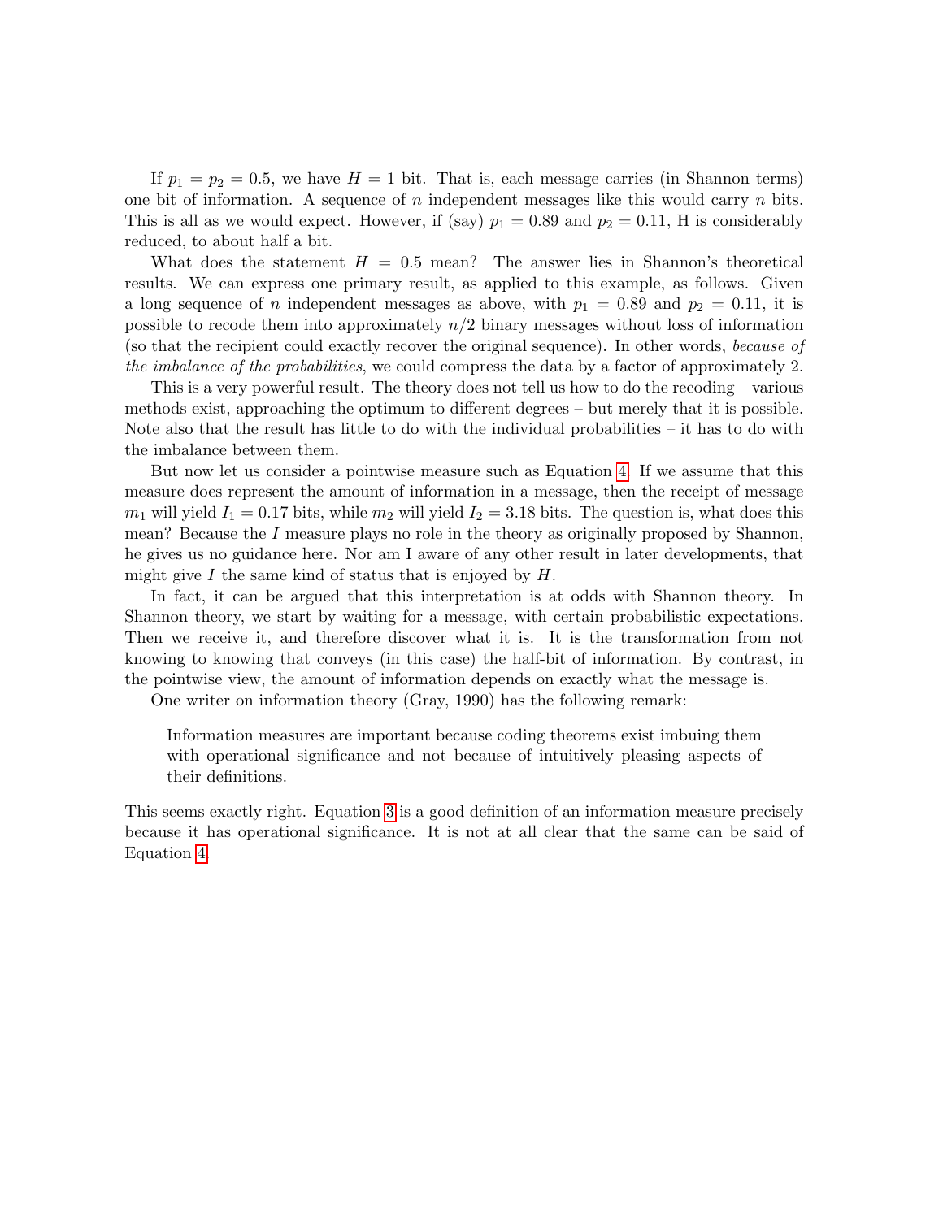If $p_1 = p_2 = 0.5$, we have $H = 1$ bit. That is, each message carries (in Shannon terms) one bit of information. A sequence of $n$ independent messages like this would carry $n$ bits. This is all as we would expect. However, if (say) $p_1 = 0.89$ and $p_2 = 0.11$, H is considerably reduced, to about half a bit.

What does the statement $H = 0.5$ mean? The answer lies in Shannon's theoretical results. We can express one primary result, as applied to this example, as follows. Given a long sequence of $n$ independent messages as above, with $p_1 = 0.89$ and $p_2 = 0.11$, it is possible to recode them into approximately $n/2$ binary messages without loss of information (so that the recipient could exactly recover the original sequence). In other words, *because of the imbalance of the probabilities*, we could compress the data by a factor of approximately 2.

This is a very powerful result. The theory does not tell us how to do the recoding – various methods exist, approaching the optimum to different degrees – but merely that it is possible. Note also that the result has little to do with the individual probabilities – it has to do with the imbalance between them.

But now let us consider a pointwise measure such as Equation 4. If we assume that this measure does represent the amount of information in a message, then the receipt of message $m_1$ will yield $I_1 = 0.17$ bits, while $m_2$ will yield $I_2 = 3.18$ bits. The question is, what does this mean? Because the $I$ measure plays no role in the theory as originally proposed by Shannon, he gives us no guidance here. Nor am I aware of any other result in later developments, that might give $I$ the same kind of status that is enjoyed by $H$.

In fact, it can be argued that this interpretation is at odds with Shannon theory. In Shannon theory, we start by waiting for a message, with certain probabilistic expectations. Then we receive it, and therefore discover what it is. It is the transformation from not knowing to knowing that conveys (in this case) the half-bit of information. By contrast, in the pointwise view, the amount of information depends on exactly what the message is.

One writer on information theory (Gray, 1990) has the following remark:

> Information measures are important because coding theorems exist imbuing them with operational significance and not because of intuitively pleasing aspects of their definitions.

This seems exactly right. Equation 3 is a good definition of an information measure precisely because it has operational significance. It is not at all clear that the same can be said of Equation 4.